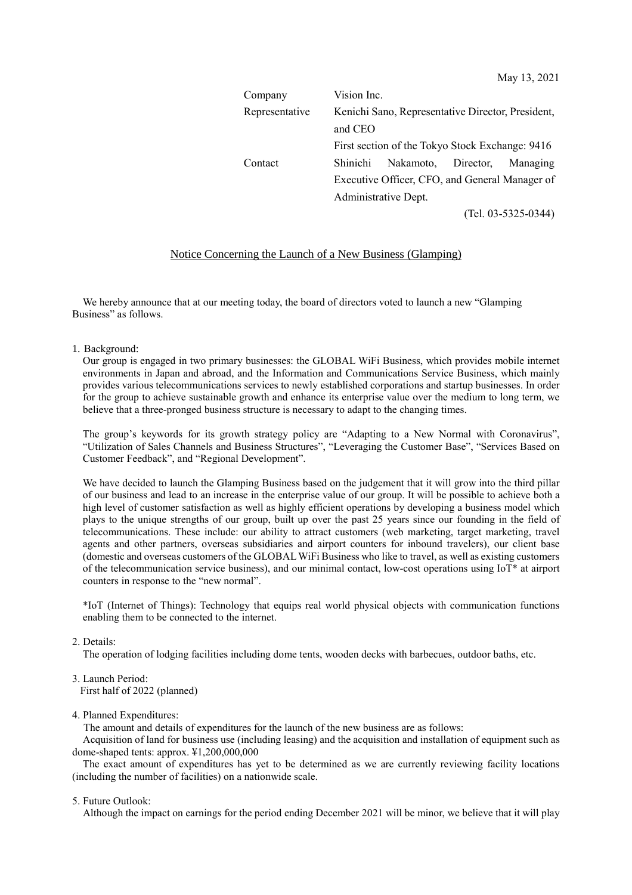May 13, 2021

| | |
|---|---|
| Company | Vision Inc. |
| Representative | Kenichi Sano, Representative Director, President, and CEO |
| | First section of the Tokyo Stock Exchange: 9416 |
| Contact | Shinichi Nakamoto, Director, Managing Executive Officer, CFO, and General Manager of Administrative Dept. |
| | (Tel. 03-5325-0344) |

## Notice Concerning the Launch of a New Business (Glamping)

We hereby announce that at our meeting today, the board of directors voted to launch a new "Glamping Business" as follows.

1. Background:

Our group is engaged in two primary businesses: the GLOBAL WiFi Business, which provides mobile internet environments in Japan and abroad, and the Information and Communications Service Business, which mainly provides various telecommunications services to newly established corporations and startup businesses. In order for the group to achieve sustainable growth and enhance its enterprise value over the medium to long term, we believe that a three-pronged business structure is necessary to adapt to the changing times.

The group's keywords for its growth strategy policy are "Adapting to a New Normal with Coronavirus", "Utilization of Sales Channels and Business Structures", "Leveraging the Customer Base", "Services Based on Customer Feedback", and "Regional Development".

We have decided to launch the Glamping Business based on the judgement that it will grow into the third pillar of our business and lead to an increase in the enterprise value of our group. It will be possible to achieve both a high level of customer satisfaction as well as highly efficient operations by developing a business model which plays to the unique strengths of our group, built up over the past 25 years since our founding in the field of telecommunications. These include: our ability to attract customers (web marketing, target marketing, travel agents and other partners, overseas subsidiaries and airport counters for inbound travelers), our client base (domestic and overseas customers of the GLOBAL WiFi Business who like to travel, as well as existing customers of the telecommunication service business), and our minimal contact, low-cost operations using IoT* at airport counters in response to the "new normal".

*IoT (Internet of Things): Technology that equips real world physical objects with communication functions enabling them to be connected to the internet.

2. Details:

The operation of lodging facilities including dome tents, wooden decks with barbecues, outdoor baths, etc.

3. Launch Period:

First half of 2022 (planned)

4. Planned Expenditures:

The amount and details of expenditures for the launch of the new business are as follows:

Acquisition of land for business use (including leasing) and the acquisition and installation of equipment such as dome-shaped tents: approx. ¥1,200,000,000

The exact amount of expenditures has yet to be determined as we are currently reviewing facility locations (including the number of facilities) on a nationwide scale.

5. Future Outlook:

Although the impact on earnings for the period ending December 2021 will be minor, we believe that it will play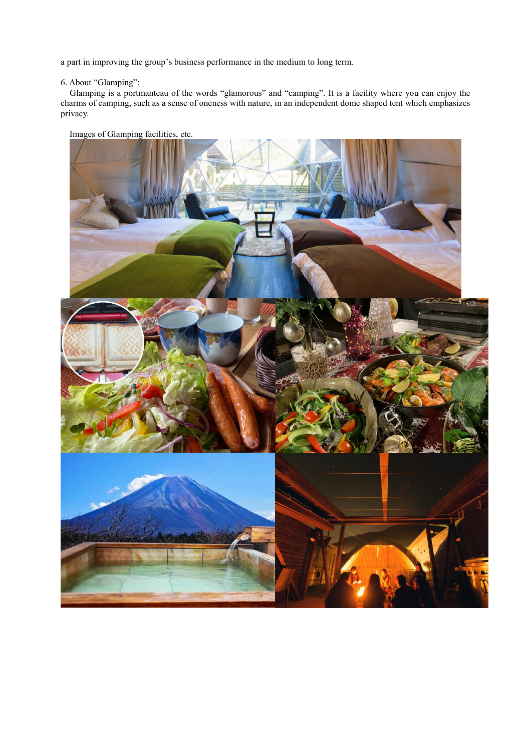a part in improving the group's business performance in the medium to long term.

6. About "Glamping":

Glamping is a portmanteau of the words "glamorous" and "camping". It is a facility where you can enjoy the charms of camping, such as a sense of oneness with nature, in an independent dome shaped tent which emphasizes privacy.

Images of Glamping facilities, etc.